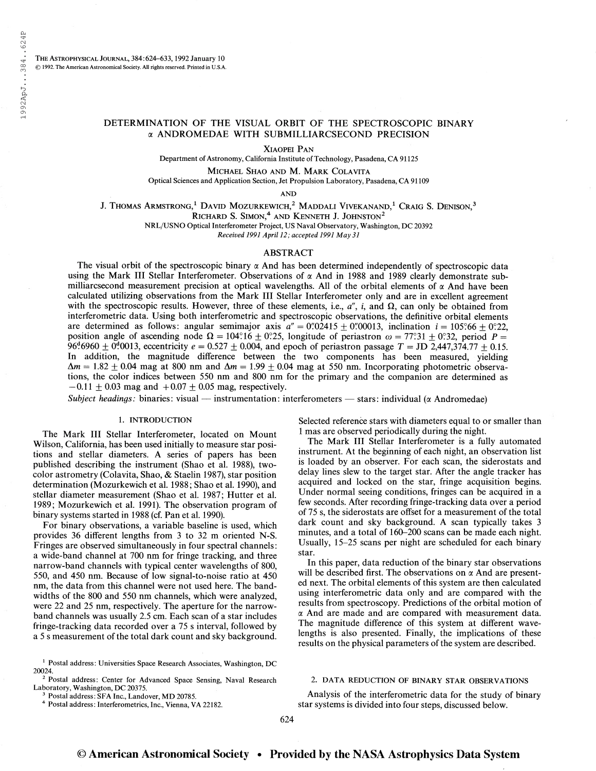# DETERMINATION OF THE VISUAL ORBIT OF THE SPECTROSCOPIC BINARY α ANDROMEDAE WITH SUBMILLIARCSECOND PRECISION

XIAOPEI PAN

Department of Astronomy, California Institute of Technology, Pasadena, CA 91125

MICHAEL SHAO AND M. MARK COLAVITA

Optical Sciences and Application Section, Jet Propulsion Laboratory, Pasadena, CA 91109

AND

J. THOMAS ARMSTRONG,[1] DAVID MOZURKEWICH,[2] MADDALI VIVEKANAND,[1] CRAIG S. DENISON,[3] RICHARD S. SIMON,[4] AND KENNETH J. JOHNSTON[2]

NRL/USNO Optical Interferometer Project, US Naval Observatory, Washington, DC 20392

*Received 1991 April 12; accepted 1991 May 31*

## ABSTRACT

The visual orbit of the spectroscopic binary α And has been determined independently of spectroscopic data using the Mark III Stellar Interferometer. Observations of α And in 1988 and 1989 clearly demonstrate submilliarcsecond measurement precision at optical wavelengths. All of the orbital elements of α And have been calculated utilizing observations from the Mark III Stellar Interferometer only and are in excellent agreement with the spectroscopic results. However, three of these elements, i.e., $a''$, $i$, and $\Omega$, can only be obtained from interferometric data. Using both interferometric and spectroscopic observations, the definitive orbital elements are determined as follows: angular semimajor axis $a'' = 0''.02415 \pm 0''.00013$, inclination $i = 105^\circ.66 \pm 0^\circ.22$, position angle of ascending node $\Omega = 104^\circ.16 \pm 0^\circ.25$, longitude of periastron $\omega = 77^\circ.31 \pm 0^\circ.32$, period $P = 96^d.6960 \pm 0^d.0013$, eccentricity $e = 0.527 \pm 0.004$, and epoch of periastron passage $T = \text{JD } 2{,}447{,}374.77 \pm 0.15$. In addition, the magnitude difference between the two components has been measured, yielding $\Delta m = 1.82 \pm 0.04$ mag at 800 nm and $\Delta m = 1.99 \pm 0.04$ mag at 550 nm. Incorporating photometric observations, the color indices between 550 nm and 800 nm for the primary and the companion are determined as $-0.11 \pm 0.03$ mag and $+0.07 \pm 0.05$ mag, respectively.

*Subject headings:* binaries: visual — instrumentation: interferometers — stars: individual (α Andromedae)

## 1. INTRODUCTION

The Mark III Stellar Interferometer, located on Mount Wilson, California, has been used initially to measure star positions and stellar diameters. A series of papers has been published describing the instrument (Shao et al. 1988), two-color astrometry (Colavita, Shao, & Staelin 1987), star position determination (Mozurkewich et al. 1988; Shao et al. 1990), and stellar diameter measurement (Shao et al. 1987; Hutter et al. 1989; Mozurkewich et al. 1991). The observation program of binary systems started in 1988 (cf. Pan et al. 1990).

For binary observations, a variable baseline is used, which provides 36 different lengths from 3 to 32 m oriented N-S. Fringes are observed simultaneously in four spectral channels: a wide-band channel at 700 nm for fringe tracking, and three narrow-band channels with typical center wavelengths of 800, 550, and 450 nm. Because of low signal-to-noise ratio at 450 nm, the data from this channel were not used here. The bandwidths of the 800 and 550 nm channels, which were analyzed, were 22 and 25 nm, respectively. The aperture for the narrow-band channels was usually 2.5 cm. Each scan of a star includes fringe-tracking data recorded over a 75 s interval, followed by a 5 s measurement of the total dark count and sky background. Selected reference stars with diameters equal to or smaller than 1 mas are observed periodically during the night.

The Mark III Stellar Interferometer is a fully automated instrument. At the beginning of each night, an observation list is loaded by an observer. For each scan, the siderostats and delay lines slew to the target star. After the angle tracker has acquired and locked on the star, fringe acquisition begins. Under normal seeing conditions, fringes can be acquired in a few seconds. After recording fringe-tracking data over a period of 75 s, the siderostats are offset for a measurement of the total dark count and sky background. A scan typically takes 3 minutes, and a total of 160–200 scans can be made each night. Usually, 15–25 scans per night are scheduled for each binary star.

In this paper, data reduction of the binary star observations will be described first. The observations on α And are presented next. The orbital elements of this system are then calculated using interferometric data only and are compared with the results from spectroscopy. Predictions of the orbital motion of α And are made and are compared with measurement data. The magnitude difference of this system at different wavelengths is also presented. Finally, the implications of these results on the physical parameters of the system are described.

## 2. DATA REDUCTION OF BINARY STAR OBSERVATIONS

Analysis of the interferometric data for the study of binary star systems is divided into four steps, discussed below.

---

[1] Postal address: Universities Space Research Associates, Washington, DC 20024.

[2] Postal address: Center for Advanced Space Sensing, Naval Research Laboratory, Washington, DC 20375.

[3] Postal address: SFA Inc., Landover, MD 20785.

[4] Postal address: Interferometrics, Inc., Vienna, VA 22182.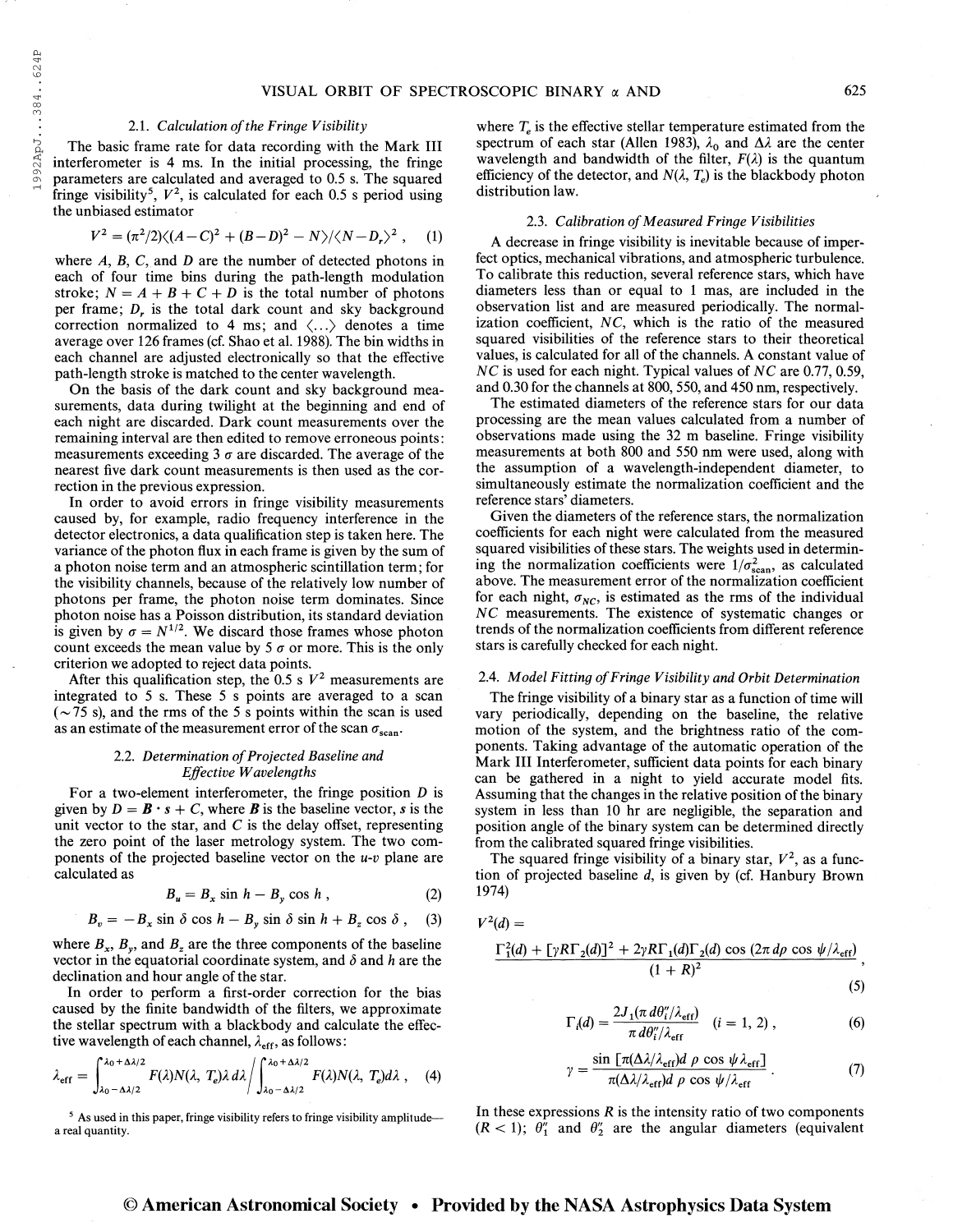### 2.1. *Calculation of the Fringe Visibility*

The basic frame rate for data recording with the Mark III interferometer is 4 ms. In the initial processing, the fringe parameters are calculated and averaged to 0.5 s. The squared fringe visibility[5], $V^2$, is calculated for each 0.5 s period using the unbiased estimator

$$V^2 = (\pi^2/2)\langle(A-C)^2 + (B-D)^2 - N\rangle/\langle N - D_r\rangle^2 , \quad (1)$$

where $A$, $B$, $C$, and $D$ are the number of detected photons in each of four time bins during the path-length modulation stroke; $N = A + B + C + D$ is the total number of photons per frame; $D_r$ is the total dark count and sky background correction normalized to 4 ms; and $\langle \ldots \rangle$ denotes a time average over 126 frames (cf. Shao et al. 1988). The bin widths in each channel are adjusted electronically so that the effective path-length stroke is matched to the center wavelength.

On the basis of the dark count and sky background measurements, data during twilight at the beginning and end of each night are discarded. Dark count measurements over the remaining interval are then edited to remove erroneous points: measurements exceeding 3 $\sigma$ are discarded. The average of the nearest five dark count measurements is then used as the correction in the previous expression.

In order to avoid errors in fringe visibility measurements caused by, for example, radio frequency interference in the detector electronics, a data qualification step is taken here. The variance of the photon flux in each frame is given by the sum of a photon noise term and an atmospheric scintillation term; for the visibility channels, because of the relatively low number of photons per frame, the photon noise term dominates. Since photon noise has a Poisson distribution, its standard deviation is given by $\sigma = N^{1/2}$. We discard those frames whose photon count exceeds the mean value by 5 $\sigma$ or more. This is the only criterion we adopted to reject data points.

After this qualification step, the 0.5 s $V^2$ measurements are integrated to 5 s. These 5 s points are averaged to a scan ($\sim$75 s), and the rms of the 5 s points within the scan is used as an estimate of the measurement error of the scan $\sigma_{\text{scan}}$.

### 2.2. *Determination of Projected Baseline and Effective Wavelengths*

For a two-element interferometer, the fringe position $D$ is given by $D = \boldsymbol{B} \cdot \boldsymbol{s} + C$, where $\boldsymbol{B}$ is the baseline vector, $\boldsymbol{s}$ is the unit vector to the star, and $C$ is the delay offset, representing the zero point of the laser metrology system. The two components of the projected baseline vector on the $u$-$v$ plane are calculated as

$$B_u = B_x \sin h - B_y \cos h , \quad (2)$$

$$B_v = -B_x \sin \delta \cos h - B_y \sin \delta \sin h + B_z \cos \delta , \quad (3)$$

where $B_x$, $B_y$, and $B_z$ are the three components of the baseline vector in the equatorial coordinate system, and $\delta$ and $h$ are the declination and hour angle of the star.

In order to perform a first-order correction for the bias caused by the finite bandwidth of the filters, we approximate the stellar spectrum with a blackbody and calculate the effective wavelength of each channel, $\lambda_{\text{eff}}$, as follows:

$$\lambda_{\text{eff}} = \int_{\lambda_0 - \Delta\lambda/2}^{\lambda_0 + \Delta\lambda/2} F(\lambda) N(\lambda, T_e) \lambda \, d\lambda \bigg/ \int_{\lambda_0 - \Delta\lambda/2}^{\lambda_0 + \Delta\lambda/2} F(\lambda) N(\lambda, T_e) d\lambda , \quad (4)$$

where $T_e$ is the effective stellar temperature estimated from the spectrum of each star (Allen 1983), $\lambda_0$ and $\Delta\lambda$ are the center wavelength and bandwidth of the filter, $F(\lambda)$ is the quantum efficiency of the detector, and $N(\lambda, T_e)$ is the blackbody photon distribution law.

### 2.3. *Calibration of Measured Fringe Visibilities*

A decrease in fringe visibility is inevitable because of imperfect optics, mechanical vibrations, and atmospheric turbulence. To calibrate this reduction, several reference stars, which have diameters less than or equal to 1 mas, are included in the observation list and are measured periodically. The normalization coefficient, $NC$, which is the ratio of the measured squared visibilities of the reference stars to their theoretical values, is calculated for all of the channels. A constant value of $NC$ is used for each night. Typical values of $NC$ are 0.77, 0.59, and 0.30 for the channels at 800, 550, and 450 nm, respectively.

The estimated diameters of the reference stars for our data processing are the mean values calculated from a number of observations made using the 32 m baseline. Fringe visibility measurements at both 800 and 550 nm were used, along with the assumption of a wavelength-independent diameter, to simultaneously estimate the normalization coefficient and the reference stars' diameters.

Given the diameters of the reference stars, the normalization coefficients for each night were calculated from the measured squared visibilities of these stars. The weights used in determining the normalization coefficients were $1/\sigma_{\text{scan}}^2$, as calculated above. The measurement error of the normalization coefficient for each night, $\sigma_{NC}$, is estimated as the rms of the individual $NC$ measurements. The existence of systematic changes or trends of the normalization coefficients from different reference stars is carefully checked for each night.

### 2.4. *Model Fitting of Fringe Visibility and Orbit Determination*

The fringe visibility of a binary star as a function of time will vary periodically, depending on the baseline, the relative motion of the system, and the brightness ratio of the components. Taking advantage of the automatic operation of the Mark III Interferometer, sufficient data points for each binary can be gathered in a night to yield accurate model fits. Assuming that the changes in the relative position of the binary system in less than 10 hr are negligible, the separation and position angle of the binary system can be determined directly from the calibrated squared fringe visibilities.

The squared fringe visibility of a binary star, $V^2$, as a function of projected baseline $d$, is given by (cf. Hanbury Brown 1974)

$$V^2(d) = \frac{\Gamma_1^2(d) + [\gamma R \Gamma_2(d)]^2 + 2\gamma R \Gamma_1(d) \Gamma_2(d) \cos(2\pi d \rho \cos \psi / \lambda_{\text{eff}})}{(1 + R)^2} , \quad (5)$$

$$\Gamma_i(d) = \frac{2J_1(\pi d \theta_i'' / \lambda_{\text{eff}})}{\pi d \theta_i'' / \lambda_{\text{eff}}} \quad (i = 1, 2) , \quad (6)$$

$$\gamma = \frac{\sin[\pi(\Delta\lambda/\lambda_{\text{eff}}) d \rho \cos \psi / \lambda_{\text{eff}}]}{\pi(\Delta\lambda/\lambda_{\text{eff}}) d \rho \cos \psi / \lambda_{\text{eff}}} . \quad (7)$$

In these expressions $R$ is the intensity ratio of two components ($R < 1$); $\theta_1''$ and $\theta_2''$ are the angular diameters (equivalent

[5] As used in this paper, fringe visibility refers to fringe visibility amplitude—a real quantity.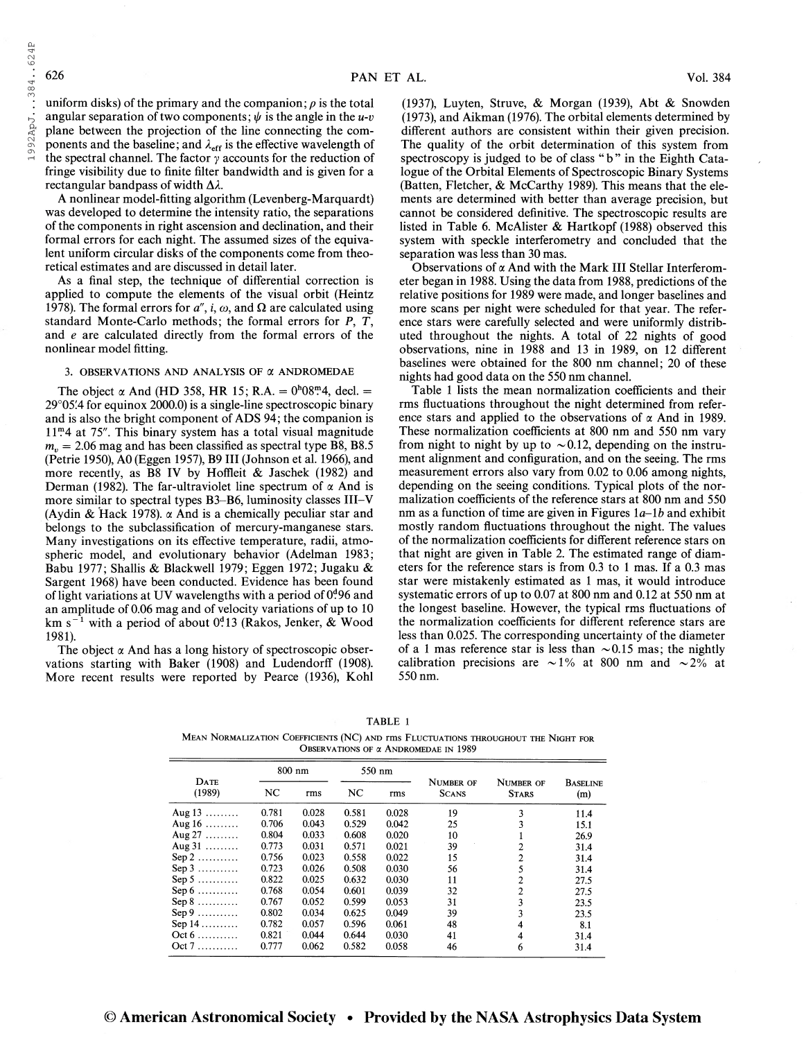uniform disks) of the primary and the companion; $\rho$ is the total angular separation of two components; $\psi$ is the angle in the $u$-$v$ plane between the projection of the line connecting the components and the baseline; and $\lambda_{\rm eff}$ is the effective wavelength of the spectral channel. The factor $\gamma$ accounts for the reduction of fringe visibility due to finite filter bandwidth and is given for a rectangular bandpass of width $\Delta\lambda$.

A nonlinear model-fitting algorithm (Levenberg-Marquardt) was developed to determine the intensity ratio, the separations of the components in right ascension and declination, and their formal errors for each night. The assumed sizes of the equivalent uniform circular disks of the components come from theoretical estimates and are discussed in detail later.

As a final step, the technique of differential correction is applied to compute the elements of the visual orbit (Heintz 1978). The formal errors for $a''$, $i$, $\omega$, and $\Omega$ are calculated using standard Monte-Carlo methods; the formal errors for $P$, $T$, and $e$ are calculated directly from the formal errors of the nonlinear model fitting.

## 3. OBSERVATIONS AND ANALYSIS OF $\alpha$ ANDROMEDAE

The object $\alpha$ And (HD 358, HR 15; R.A. = $0^{\rm h}08^{\rm m}.4$, decl. = $29°05'.4$ for equinox 2000.0) is a single-line spectroscopic binary and is also the bright component of ADS 94; the companion is $11^{\rm m}.4$ at 75''. This binary system has a total visual magnitude $m_v = 2.06$ mag and has been classified as spectral type B8, B8.5 (Petrie 1950), A0 (Eggen 1957), B9 III (Johnson et al. 1966), and more recently, as B8 IV by Hoffleit & Jaschek (1982) and Derman (1982). The far-ultraviolet line spectrum of $\alpha$ And is more similar to spectral types B3–B6, luminosity classes III–V (Aydin & Hack 1978). $\alpha$ And is a chemically peculiar star and belongs to the subclassification of mercury-manganese stars. Many investigations on its effective temperature, radii, atmospheric model, and evolutionary behavior (Adelman 1983; Babu 1977; Shallis & Blackwell 1979; Eggen 1972; Jugaku & Sargent 1968) have been conducted. Evidence has been found of light variations at UV wavelengths with a period of $0^{\rm d}.96$ and an amplitude of 0.06 mag and of velocity variations of up to 10 km s$^{-1}$ with a period of about $0^{\rm d}.13$ (Rakos, Jenker, & Wood 1981).

The object $\alpha$ And has a long history of spectroscopic observations starting with Baker (1908) and Ludendorff (1908). More recent results were reported by Pearce (1936), Kohl (1937), Luyten, Struve, & Morgan (1939), Abt & Snowden (1973), and Aikman (1976). The orbital elements determined by different authors are consistent within their given precision. The quality of the orbit determination of this system from spectroscopy is judged to be of class "b" in the Eighth Catalogue of the Orbital Elements of Spectroscopic Binary Systems (Batten, Fletcher, & McCarthy 1989). This means that the elements are determined with better than average precision, but cannot be considered definitive. The spectroscopic results are listed in Table 6. McAlister & Hartkopf (1988) observed this system with speckle interferometry and concluded that the separation was less than 30 mas.

Observations of $\alpha$ And with the Mark III Stellar Interferometer began in 1988. Using the data from 1988, predictions of the relative positions for 1989 were made, and longer baselines and more scans per night were scheduled for that year. The reference stars were carefully selected and were uniformly distributed throughout the nights. A total of 22 nights of good observations, nine in 1988 and 13 in 1989, on 12 different baselines were obtained for the 800 nm channel; 20 of these nights had good data on the 550 nm channel.

Table 1 lists the mean normalization coefficients and their rms fluctuations throughout the night determined from reference stars and applied to the observations of $\alpha$ And in 1989. These normalization coefficients at 800 nm and 550 nm vary from night to night by up to ~0.12, depending on the instrument alignment and configuration, and on the seeing. The rms measurement errors also vary from 0.02 to 0.06 among nights, depending on the seeing conditions. Typical plots of the normalization coefficients of the reference stars at 800 nm and 550 nm as a function of time are given in Figures 1a–1b and exhibit mostly random fluctuations throughout the night. The values of the normalization coefficients for different reference stars on that night are given in Table 2. The estimated range of diameters for the reference stars is from 0.3 to 1 mas. If a 0.3 mas star were mistakenly estimated as 1 mas, it would introduce systematic errors of up to 0.07 at 800 nm and 0.12 at 550 nm at the longest baseline. However, the typical rms fluctuations of the normalization coefficients for different reference stars are less than 0.025. The corresponding uncertainty of the diameter of a 1 mas reference star is less than ~0.15 mas; the nightly calibration precisions are ~1% at 800 nm and ~2% at 550 nm.

TABLE 1

MEAN NORMALIZATION COEFFICIENTS (NC) AND rms FLUCTUATIONS THROUGHOUT THE NIGHT FOR OBSERVATIONS OF $\alpha$ ANDROMEDAE IN 1989

| Date (1989) | 800 nm | | 550 nm | | Number of Scans | Number of Stars | Baseline (m) |
|---|---|---|---|---|---|---|---|
| | NC | rms | NC | rms | | | |
| Aug 13 | 0.781 | 0.028 | 0.581 | 0.028 | 19 | 3 | 11.4 |
| Aug 16 | 0.706 | 0.043 | 0.529 | 0.042 | 25 | 3 | 15.1 |
| Aug 27 | 0.804 | 0.033 | 0.608 | 0.020 | 10 | 1 | 26.9 |
| Aug 31 | 0.773 | 0.031 | 0.571 | 0.021 | 39 | 2 | 31.4 |
| Sep 2 | 0.756 | 0.023 | 0.558 | 0.022 | 15 | 2 | 31.4 |
| Sep 3 | 0.723 | 0.026 | 0.508 | 0.030 | 56 | 5 | 31.4 |
| Sep 5 | 0.822 | 0.025 | 0.632 | 0.030 | 11 | 2 | 27.5 |
| Sep 6 | 0.768 | 0.054 | 0.601 | 0.039 | 32 | 2 | 27.5 |
| Sep 8 | 0.767 | 0.052 | 0.599 | 0.053 | 31 | 3 | 23.5 |
| Sep 9 | 0.802 | 0.034 | 0.625 | 0.049 | 39 | 3 | 23.5 |
| Sep 14 | 0.782 | 0.057 | 0.596 | 0.061 | 48 | 4 | 8.1 |
| Oct 6 | 0.821 | 0.044 | 0.644 | 0.030 | 41 | 4 | 31.4 |
| Oct 7 | 0.777 | 0.062 | 0.582 | 0.058 | 46 | 6 | 31.4 |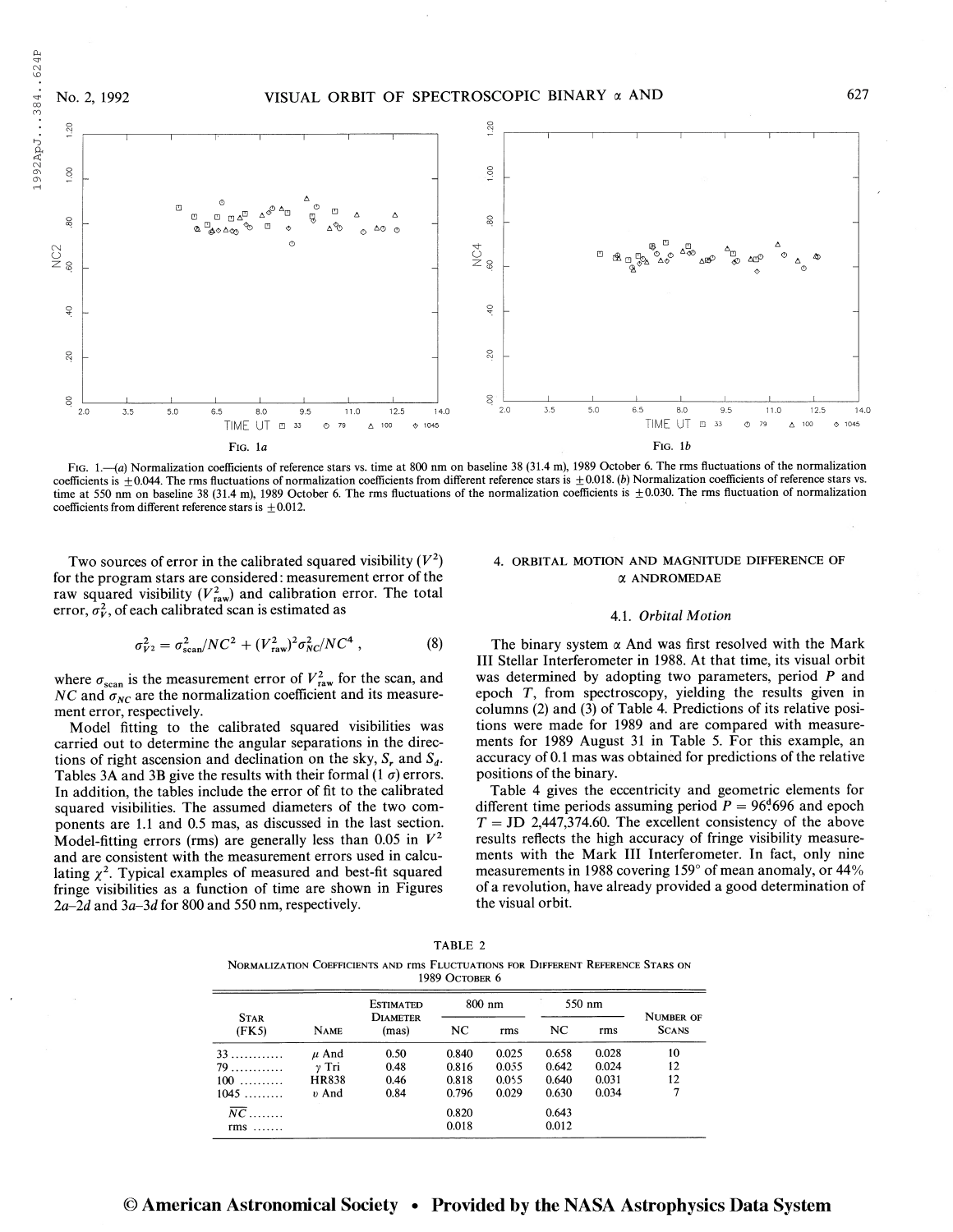FIG. 1.—(a) Normalization coefficients of reference stars vs. time at 800 nm on baseline 38 (31.4 m), 1989 October 6. The rms fluctuations of the normalization coefficients is ±0.044. The rms fluctuations of normalization coefficients from different reference stars is ±0.018. (b) Normalization coefficients of reference stars vs. time at 550 nm on baseline 38 (31.4 m), 1989 October 6. The rms fluctuations of the normalization coefficients is ±0.030. The rms fluctuation of normalization coefficients from different reference stars is ±0.012.

Two sources of error in the calibrated squared visibility ($V^2$) for the program stars are considered: measurement error of the raw squared visibility ($V_{\rm raw}^2$) and calibration error. The total error, $\sigma_V^2$, of each calibrated scan is estimated as

$$\sigma_{V^2}^2 = \sigma_{\rm scan}^2/NC^2 + (V_{\rm raw}^2)^2\sigma_{NC}^2/NC^4 , \tag{8}$$

where $\sigma_{\rm scan}$ is the measurement error of $V_{\rm raw}^2$ for the scan, and $NC$ and $\sigma_{NC}$ are the normalization coefficient and its measurement error, respectively.

Model fitting to the calibrated squared visibilities was carried out to determine the angular separations in the directions of right ascension and declination on the sky, $S_r$ and $S_d$. Tables 3A and 3B give the results with their formal (1 σ) errors. In addition, the tables include the error of fit to the calibrated squared visibilities. The assumed diameters of the two components are 1.1 and 0.5 mas, as discussed in the last section. Model-fitting errors (rms) are generally less than 0.05 in $V^2$ and are consistent with the measurement errors used in calculating $\chi^2$. Typical examples of measured and best-fit squared fringe visibilities as a function of time are shown in Figures 2a–2d and 3a–3d for 800 and 550 nm, respectively.

## 4. ORBITAL MOTION AND MAGNITUDE DIFFERENCE OF α ANDROMEDAE

### 4.1. *Orbital Motion*

The binary system α And was first resolved with the Mark III Stellar Interferometer in 1988. At that time, its visual orbit was determined by adopting two parameters, period $P$ and epoch $T$, from spectroscopy, yielding the results given in columns (2) and (3) of Table 4. Predictions of its relative positions were made for 1989 and are compared with measurements for 1989 August 31 in Table 5. For this example, an accuracy of 0.1 mas was obtained for predictions of the relative positions of the binary.

Table 4 gives the eccentricity and geometric elements for different time periods assuming period $P = 96^{\rm d}.696$ and epoch $T$ = JD 2,447,374.60. The excellent consistency of the above results reflects the high accuracy of fringe visibility measurements with the Mark III Interferometer. In fact, only nine measurements in 1988 covering 159° of mean anomaly, or 44% of a revolution, have already provided a good determination of the visual orbit.

TABLE 2

NORMALIZATION COEFFICIENTS AND rms FLUCTUATIONS FOR DIFFERENT REFERENCE STARS ON 1989 OCTOBER 6

| STAR (FK5) | NAME | ESTIMATED DIAMETER (mas) | 800 nm | | 550 nm | | NUMBER OF SCANS |
|---|---|---|---|---|---|---|---|
| | | | NC | rms | NC | rms | |
| 33 ............ | μ And | 0.50 | 0.840 | 0.025 | 0.658 | 0.028 | 10 |
| 79 ............ | γ Tri | 0.48 | 0.816 | 0.055 | 0.642 | 0.024 | 12 |
| 100 .......... | HR838 | 0.46 | 0.818 | 0.055 | 0.640 | 0.031 | 12 |
| 1045 ......... | υ And | 0.84 | 0.796 | 0.029 | 0.630 | 0.034 | 7 |
| $\overline{NC}$ ........ | | | 0.820 | | 0.643 | | |
| rms ....... | | | 0.018 | | 0.012 | | |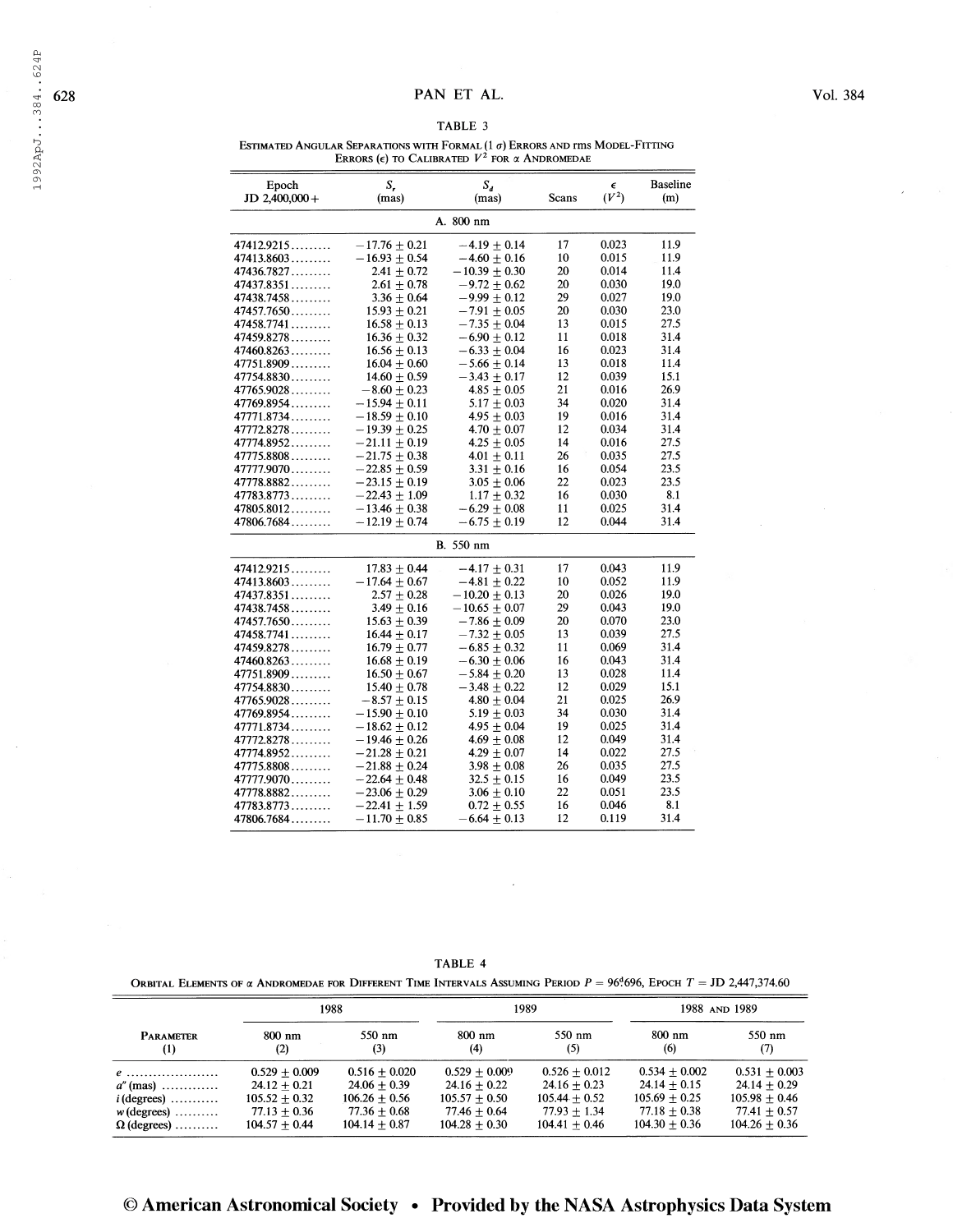TABLE 3

ESTIMATED ANGULAR SEPARATIONS WITH FORMAL (1 $\sigma$) ERRORS AND rms MODEL-FITTING ERRORS ($\epsilon$) TO CALIBRATED $V^2$ FOR $\alpha$ ANDROMEDAE

| Epoch JD 2,400,000+ | $S_r$ (mas) | $S_d$ (mas) | Scans | $\epsilon$ ($V^2$) | Baseline (m) |
|---|---|---|---|---|---|
| | | A. 800 nm | | | |
| 47412.9215......... | $-17.76 \pm 0.21$ | $-4.19 \pm 0.14$ | 17 | 0.023 | 11.9 |
| 47413.8603......... | $-16.93 \pm 0.54$ | $-4.60 \pm 0.16$ | 10 | 0.015 | 11.9 |
| 47436.7827......... | $2.41 \pm 0.72$ | $-10.39 \pm 0.30$ | 20 | 0.014 | 11.4 |
| 47437.8351......... | $2.61 \pm 0.78$ | $-9.72 \pm 0.62$ | 20 | 0.030 | 19.0 |
| 47438.7458......... | $3.36 \pm 0.64$ | $-9.99 \pm 0.12$ | 29 | 0.027 | 19.0 |
| 47457.7650......... | $15.93 \pm 0.21$ | $-7.91 \pm 0.05$ | 20 | 0.030 | 23.0 |
| 47458.7741......... | $16.58 \pm 0.13$ | $-7.35 \pm 0.04$ | 13 | 0.015 | 27.5 |
| 47459.8278......... | $16.36 \pm 0.32$ | $-6.90 \pm 0.12$ | 11 | 0.018 | 31.4 |
| 47460.8263......... | $16.56 \pm 0.13$ | $-6.33 \pm 0.04$ | 16 | 0.023 | 31.4 |
| 47751.8909......... | $16.04 \pm 0.60$ | $-5.66 \pm 0.14$ | 13 | 0.018 | 11.4 |
| 47754.8830......... | $14.60 \pm 0.59$ | $-3.43 \pm 0.17$ | 12 | 0.039 | 15.1 |
| 47765.9028......... | $-8.60 \pm 0.23$ | $4.85 \pm 0.05$ | 21 | 0.016 | 26.9 |
| 47769.8954......... | $-15.94 \pm 0.11$ | $5.17 \pm 0.03$ | 34 | 0.020 | 31.4 |
| 47771.8734......... | $-18.59 \pm 0.10$ | $4.95 \pm 0.03$ | 19 | 0.016 | 31.4 |
| 47772.8278......... | $-19.39 \pm 0.25$ | $4.70 \pm 0.07$ | 12 | 0.034 | 31.4 |
| 47774.8952......... | $-21.11 \pm 0.19$ | $4.25 \pm 0.05$ | 14 | 0.016 | 27.5 |
| 47775.8808......... | $-21.75 \pm 0.38$ | $4.01 \pm 0.11$ | 26 | 0.035 | 27.5 |
| 47777.9070......... | $-22.85 \pm 0.59$ | $3.31 \pm 0.16$ | 16 | 0.054 | 23.5 |
| 47778.8882......... | $-23.15 \pm 0.19$ | $3.05 \pm 0.06$ | 22 | 0.023 | 23.5 |
| 47783.8773......... | $-22.43 \pm 1.09$ | $1.17 \pm 0.32$ | 16 | 0.030 | 8.1 |
| 47805.8012......... | $-13.46 \pm 0.38$ | $-6.29 \pm 0.08$ | 11 | 0.025 | 31.4 |
| 47806.7684......... | $-12.19 \pm 0.74$ | $-6.75 \pm 0.19$ | 12 | 0.044 | 31.4 |
| | | B. 550 nm | | | |
| 47412.9215......... | $17.83 \pm 0.44$ | $-4.17 \pm 0.31$ | 17 | 0.043 | 11.9 |
| 47413.8603......... | $-17.64 \pm 0.67$ | $-4.81 \pm 0.22$ | 10 | 0.052 | 11.9 |
| 47437.8351......... | $2.57 \pm 0.28$ | $-10.20 \pm 0.13$ | 20 | 0.026 | 19.0 |
| 47438.7458......... | $3.49 \pm 0.16$ | $-10.65 \pm 0.07$ | 29 | 0.043 | 19.0 |
| 47457.7650......... | $15.63 \pm 0.39$ | $-7.86 \pm 0.09$ | 20 | 0.070 | 23.0 |
| 47458.7741......... | $16.44 \pm 0.17$ | $-7.32 \pm 0.05$ | 13 | 0.039 | 27.5 |
| 47459.8278......... | $16.79 \pm 0.77$ | $-6.85 \pm 0.32$ | 11 | 0.069 | 31.4 |
| 47460.8263......... | $16.68 \pm 0.19$ | $-6.30 \pm 0.06$ | 16 | 0.043 | 31.4 |
| 47751.8909......... | $16.50 \pm 0.67$ | $-5.84 \pm 0.20$ | 13 | 0.028 | 11.4 |
| 47754.8830......... | $15.40 \pm 0.78$ | $-3.48 \pm 0.22$ | 12 | 0.029 | 15.1 |
| 47765.9028......... | $-8.57 \pm 0.15$ | $4.80 \pm 0.04$ | 21 | 0.025 | 26.9 |
| 47769.8954......... | $-15.90 \pm 0.10$ | $5.19 \pm 0.03$ | 34 | 0.030 | 31.4 |
| 47771.8734......... | $-18.62 \pm 0.12$ | $4.95 \pm 0.04$ | 19 | 0.025 | 31.4 |
| 47772.8278......... | $-19.46 \pm 0.26$ | $4.69 \pm 0.08$ | 12 | 0.049 | 31.4 |
| 47774.8952......... | $-21.28 \pm 0.21$ | $4.29 \pm 0.07$ | 14 | 0.022 | 27.5 |
| 47775.8808......... | $-21.88 \pm 0.24$ | $3.98 \pm 0.08$ | 26 | 0.035 | 27.5 |
| 47777.9070......... | $-22.64 \pm 0.48$ | $32.5 \pm 0.15$ | 16 | 0.049 | 23.5 |
| 47778.8882......... | $-23.06 \pm 0.29$ | $3.06 \pm 0.10$ | 22 | 0.051 | 23.5 |
| 47783.8773......... | $-22.41 \pm 1.59$ | $0.72 \pm 0.55$ | 16 | 0.046 | 8.1 |
| 47806.7684......... | $-11.70 \pm 0.85$ | $-6.64 \pm 0.13$ | 12 | 0.119 | 31.4 |

TABLE 4

ORBITAL ELEMENTS OF $\alpha$ ANDROMEDAE FOR DIFFERENT TIME INTERVALS ASSUMING PERIOD $P = 96^{d}696$, EPOCH $T$ = JD 2,447,374.60

| | 1988 | | 1989 | | 1988 AND 1989 | |
|---|---|---|---|---|---|---|
| PARAMETER (1) | 800 nm (2) | 550 nm (3) | 800 nm (4) | 550 nm (5) | 800 nm (6) | 550 nm (7) |
| $e$ ...................... | $0.529 \pm 0.009$ | $0.516 \pm 0.020$ | $0.529 \pm 0.009$ | $0.526 \pm 0.012$ | $0.534 \pm 0.002$ | $0.531 \pm 0.003$ |
| $a''$ (mas) ............. | $24.12 \pm 0.21$ | $24.06 \pm 0.39$ | $24.16 \pm 0.22$ | $24.16 \pm 0.23$ | $24.14 \pm 0.15$ | $24.14 \pm 0.29$ |
| $i$ (degrees) ........... | $105.52 \pm 0.32$ | $106.26 \pm 0.56$ | $105.57 \pm 0.50$ | $105.44 \pm 0.52$ | $105.69 \pm 0.25$ | $105.98 \pm 0.46$ |
| $w$ (degrees) .......... | $77.13 \pm 0.36$ | $77.36 \pm 0.68$ | $77.46 \pm 0.64$ | $77.93 \pm 1.34$ | $77.18 \pm 0.38$ | $77.41 \pm 0.57$ |
| $\Omega$ (degrees) .......... | $104.57 \pm 0.44$ | $104.14 \pm 0.87$ | $104.28 \pm 0.30$ | $104.41 \pm 0.46$ | $104.30 \pm 0.36$ | $104.26 \pm 0.36$ |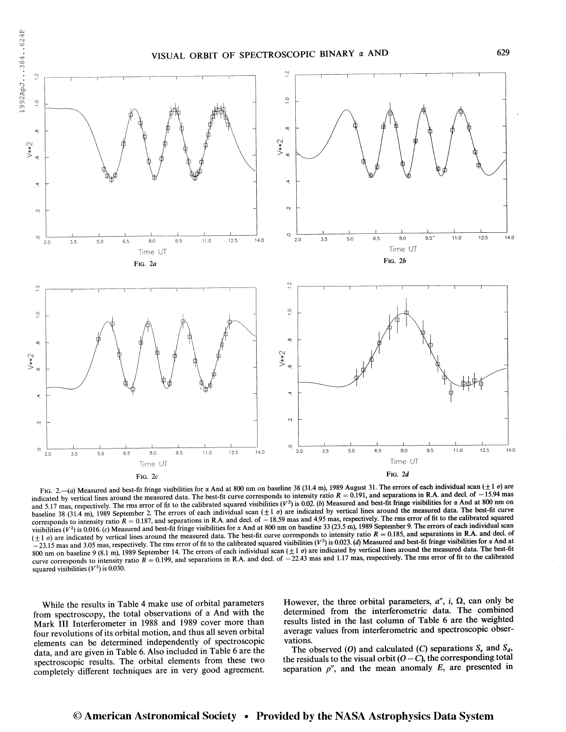FIG. 2.—(a) Measured and best-fit fringe visibilities for α And at 800 nm on baseline 38 (31.4 m), 1989 August 31. The errors of each individual scan (±1 σ) are indicated by vertical lines around the measured data. The best-fit curve corresponds to intensity ratio $R = 0.191$, and separations in R.A. and decl. of −15.94 mas and 5.17 mas, respectively. The rms error of fit to the calibrated squared visibilities ($V^2$) is 0.02. (b) Measured and best-fit fringe visibilities for α And at 800 nm on baseline 38 (31.4 m), 1989 September 2. The errors of each individual scan (±1 σ) are indicated by vertical lines around the measured data. The best-fit curve corresponds to intensity ratio $R = 0.187$, and separations in R.A. and decl. of −18.59 mas and 4.95 mas, respectively. The rms error of fit to the calibrated squared visibilities ($V^2$) is 0.016. (c) Measured and best-fit fringe visibilities for α And at 800 nm on baseline 33 (23.5 m), 1989 September 9. The errors of each individual scan (±1 σ) are indicated by vertical lines around the measured data. The best-fit curve corresponds to intensity ratio $R = 0.185$, and separations in R.A. and decl. of −23.15 mas and 3.05 mas, respectively. The rms error of fit to the calibrated squared visibilities ($V^2$) is 0.023. (d) Measured and best-fit fringe visibilities for α And at 800 nm on baseline 9 (8.1 m), 1989 September 14. The errors of each individual scan (±1 σ) are indicated by vertical lines around the measured data. The best-fit curve corresponds to intensity ratio $R = 0.199$, and separations in R.A. and decl. of −22.43 mas and 1.17 mas, respectively. The rms error of fit to the calibrated squared visibilities ($V^2$) is 0.030.

While the results in Table 4 make use of orbital parameters from spectroscopy, the total observations of α And with the Mark III Interferometer in 1988 and 1989 cover more than four revolutions of its orbital motion, and thus all seven orbital elements can be determined independently of spectroscopic data, and are given in Table 6. Also included in Table 6 are the spectroscopic results. The orbital elements from these two completely different techniques are in very good agreement. However, the three orbital parameters, $a''$, $i$, $\Omega$, can only be determined from the interferometric data. The combined results listed in the last column of Table 6 are the weighted average values from interferometric and spectroscopic observations.

The observed ($O$) and calculated ($C$) separations $S_r$ and $S_d$, the residuals to the visual orbit ($O-C$), the corresponding total separation $\rho''$, and the mean anomaly $E$, are presented in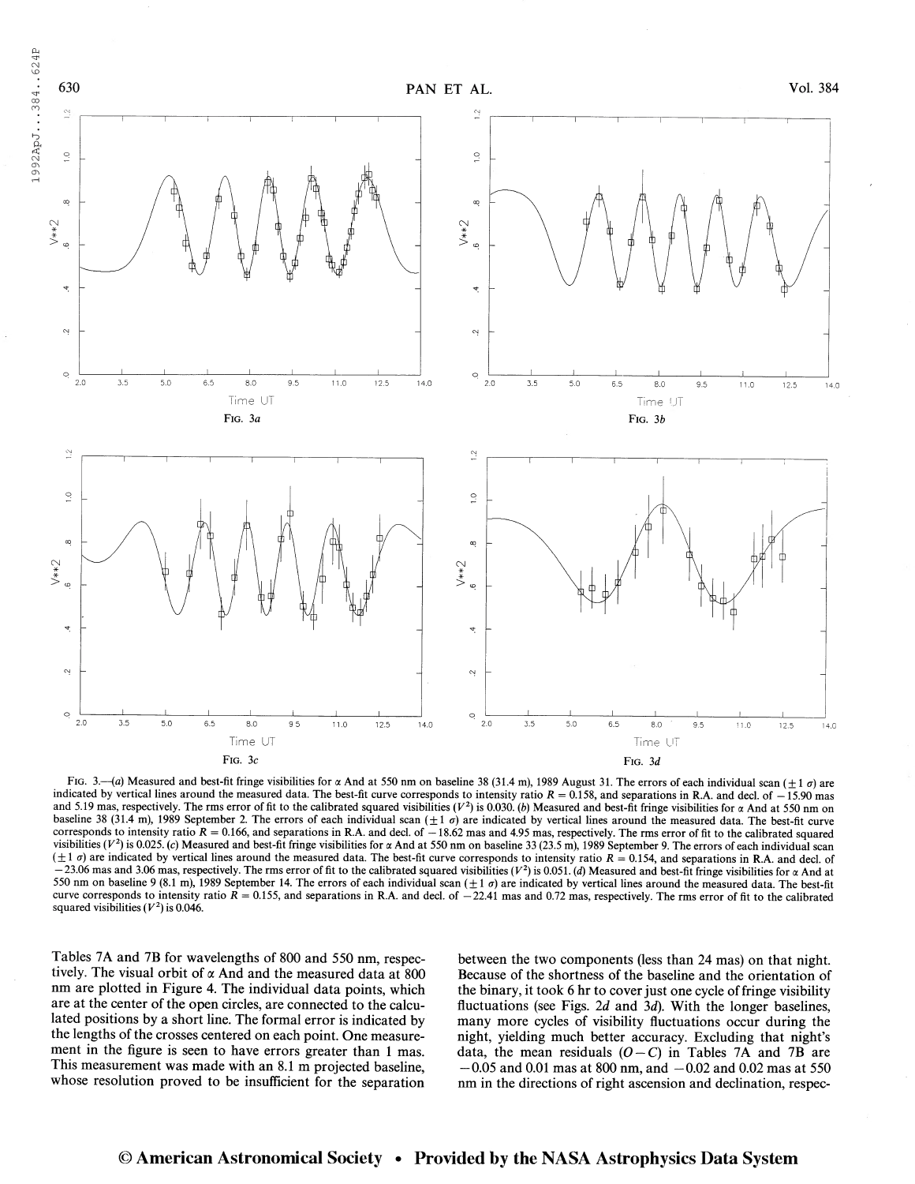FIG. 3a

FIG. 3b

FIG. 3c

FIG. 3d

FIG. 3.—(a) Measured and best-fit fringe visibilities for α And at 550 nm on baseline 38 (31.4 m), 1989 August 31. The errors of each individual scan (±1 σ) are indicated by vertical lines around the measured data. The best-fit curve corresponds to intensity ratio $R = 0.158$, and separations in R.A. and decl. of −15.90 mas and 5.19 mas, respectively. The rms error of fit to the calibrated squared visibilities ($V^2$) is 0.030. (b) Measured and best-fit fringe visibilities for α And at 550 nm on baseline 38 (31.4 m), 1989 September 2. The errors of each individual scan (±1 σ) are indicated by vertical lines around the measured data. The best-fit curve corresponds to intensity ratio $R = 0.166$, and separations in R.A. and decl. of −18.62 mas and 4.95 mas, respectively. The rms error of fit to the calibrated squared visibilities ($V^2$) is 0.025. (c) Measured and best-fit fringe visibilities for α And at 550 nm on baseline 33 (23.5 m), 1989 September 9. The errors of each individual scan (±1 σ) are indicated by vertical lines around the measured data. The best-fit curve corresponds to intensity ratio $R = 0.154$, and separations in R.A. and decl. of −23.06 mas and 3.06 mas, respectively. The rms error of fit to the calibrated squared visibilities ($V^2$) is 0.051. (d) Measured and best-fit fringe visibilities for α And at 550 nm on baseline 9 (8.1 m), 1989 September 14. The errors of each individual scan (±1 σ) are indicated by vertical lines around the measured data. The best-fit curve corresponds to intensity ratio $R = 0.155$, and separations in R.A. and decl. of −22.41 mas and 0.72 mas, respectively. The rms error of fit to the calibrated squared visibilities ($V^2$) is 0.046.

Tables 7A and 7B for wavelengths of 800 and 550 nm, respectively. The visual orbit of α And and the measured data at 800 nm are plotted in Figure 4. The individual data points, which are at the center of the open circles, are connected to the calculated positions by a short line. The formal error is indicated by the lengths of the crosses centered on each point. One measurement in the figure is seen to have errors greater than 1 mas. This measurement was made with an 8.1 m projected baseline, whose resolution proved to be insufficient for the separation between the two components (less than 24 mas) on that night. Because of the shortness of the baseline and the orientation of the binary, it took 6 hr to cover just one cycle of fringe visibility fluctuations (see Figs. 2d and 3d). With the longer baselines, many more cycles of visibility fluctuations occur during the night, yielding much better accuracy. Excluding that night's data, the mean residuals $(O-C)$ in Tables 7A and 7B are −0.05 and 0.01 mas at 800 nm, and −0.02 and 0.02 mas at 550 nm in the directions of right ascension and declination, respec-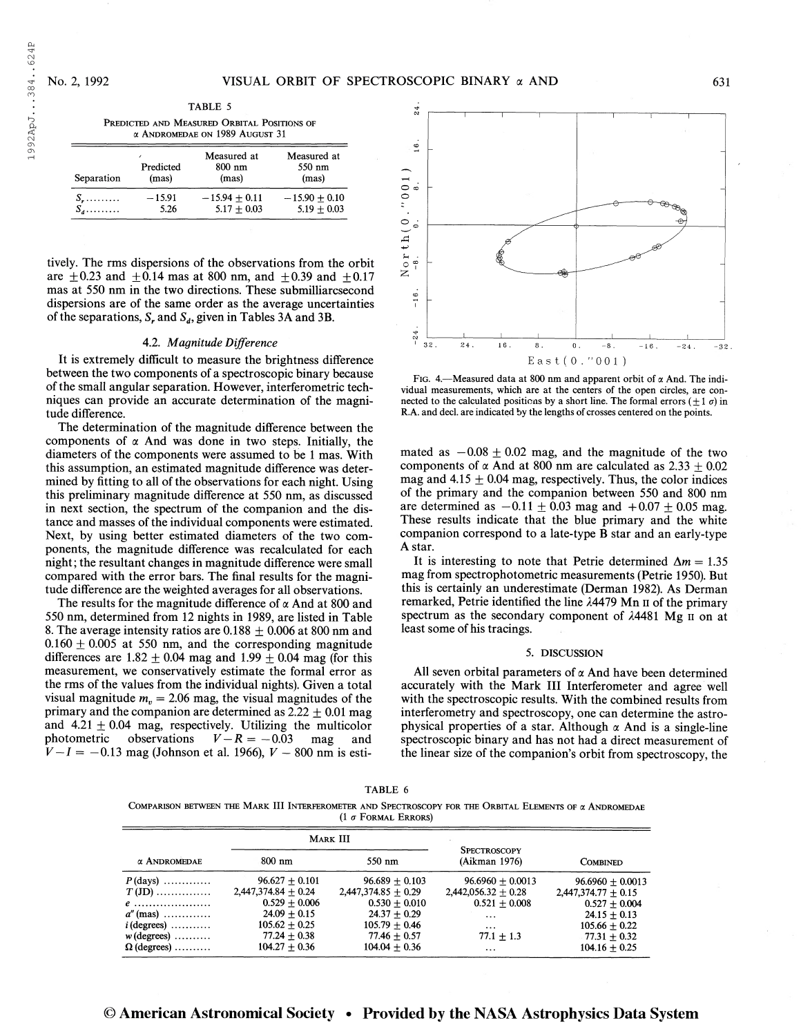TABLE 5

PREDICTED AND MEASURED ORBITAL POSITIONS OF α ANDROMEDAE ON 1989 AUGUST 31

| Separation | Predicted (mas) | Measured at 800 nm (mas) | Measured at 550 nm (mas) |
|---|---|---|---|
| $S_r$ ......... | −15.91 | −15.94 ± 0.11 | −15.90 ± 0.10 |
| $S_d$ ......... | 5.26 | 5.17 ± 0.03 | 5.19 ± 0.03 |

tively. The rms dispersions of the observations from the orbit are ±0.23 and ±0.14 mas at 800 nm, and ±0.39 and ±0.17 mas at 550 nm in the two directions. These submilliarcsecond dispersions are of the same order as the average uncertainties of the separations, $S_r$ and $S_d$, given in Tables 3A and 3B.

### 4.2. *Magnitude Difference*

It is extremely difficult to measure the brightness difference between the two components of a spectroscopic binary because of the small angular separation. However, interferometric techniques can provide an accurate determination of the magnitude difference.

The determination of the magnitude difference between the components of α And was done in two steps. Initially, the diameters of the components were assumed to be 1 mas. With this assumption, an estimated magnitude difference was determined by fitting to all of the observations for each night. Using this preliminary magnitude difference at 550 nm, as discussed in next section, the spectrum of the companion and the distance and masses of the individual components were estimated. Next, by using better estimated diameters of the two components, the magnitude difference was recalculated for each night; the resultant changes in magnitude difference were small compared with the error bars. The final results for the magnitude difference are the weighted averages for all observations.

The results for the magnitude difference of α And at 800 and 550 nm, determined from 12 nights in 1989, are listed in Table 8. The average intensity ratios are 0.188 ± 0.006 at 800 nm and 0.160 ± 0.005 at 550 nm, and the corresponding magnitude differences are 1.82 ± 0.04 mag and 1.99 ± 0.04 mag (for this measurement, we conservatively estimate the formal error as the rms of the values from the individual nights). Given a total visual magnitude $m_v = 2.06$ mag, the visual magnitudes of the primary and the companion are determined as 2.22 ± 0.01 mag and 4.21 ± 0.04 mag, respectively. Utilizing the multicolor photometric observations $V-R = -0.03$ mag and $V-I = -0.13$ mag (Johnson et al. 1966), $V - 800$ nm is estimated as −0.08 ± 0.02 mag, and the magnitude of the two components of α And at 800 nm are calculated as 2.33 ± 0.02 mag and 4.15 ± 0.04 mag, respectively. Thus, the color indices of the primary and the companion between 550 and 800 nm are determined as −0.11 ± 0.03 mag and +0.07 ± 0.05 mag. These results indicate that the blue primary and the white companion correspond to a late-type B star and an early-type A star.

It is interesting to note that Petrie determined $\Delta m = 1.35$ mag from spectrophotometric measurements (Petrie 1950). But this is certainly an underestimate (Derman 1982). As Derman remarked, Petrie identified the line λ4479 Mn II of the primary spectrum as the secondary component of λ4481 Mg II on at least some of his tracings.

FIG. 4.—Measured data at 800 nm and apparent orbit of α And. The individual measurements, which are at the centers of the open circles, are connected to the calculated positions by a short line. The formal errors (±1 σ) in R.A. and decl. are indicated by the lengths of crosses centered on the points.

## 5. DISCUSSION

All seven orbital parameters of α And have been determined accurately with the Mark III Interferometer and agree well with the spectroscopic results. With the combined results from interferometry and spectroscopy, one can determine the astrophysical properties of a star. Although α And is a single-line spectroscopic binary and has not had a direct measurement of the linear size of the companion's orbit from spectroscopy, the

TABLE 6

COMPARISON BETWEEN THE MARK III INTERFEROMETER AND SPECTROSCOPY FOR THE ORBITAL ELEMENTS OF α ANDROMEDAE (1 σ FORMAL ERRORS)

| α ANDROMEDAE | MARK III | | SPECTROSCOPY (Aikman 1976) | COMBINED |
|---|---|---|---|---|
| | 800 nm | 550 nm | | |
| P (days) ............ | 96.627 ± 0.101 | 96.689 ± 0.103 | 96.6960 ± 0.0013 | 96.6960 ± 0.0013 |
| T (JD) .............. | 2,447,374.84 ± 0.24 | 2,447,374.85 ± 0.29 | 2,442,056.32 ± 0.28 | 2,447,374.77 ± 0.15 |
| e .................... | 0.529 ± 0.006 | 0.530 ± 0.010 | 0.521 ± 0.008 | 0.527 ± 0.004 |
| a″ (mas) ............ | 24.09 ± 0.15 | 24.37 ± 0.29 | ... | 24.15 ± 0.13 |
| i (degrees) .......... | 105.62 ± 0.25 | 105.79 ± 0.46 | ... | 105.66 ± 0.22 |
| w (degrees) ......... | 77.24 ± 0.38 | 77.46 ± 0.57 | 77.1 ± 1.3 | 77.31 ± 0.32 |
| Ω (degrees) ......... | 104.27 ± 0.36 | 104.04 ± 0.36 | ... | 104.16 ± 0.25 |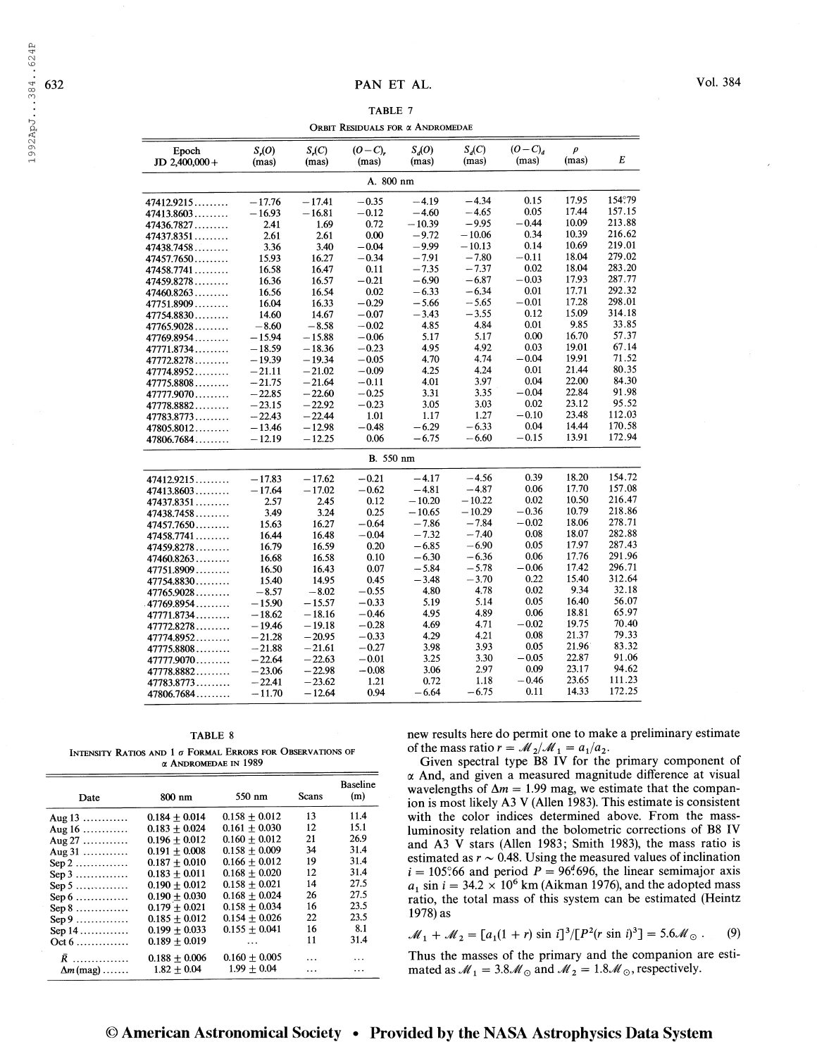TABLE 7

ORBIT RESIDUALS FOR α ANDROMEDAE

| Epoch JD 2,400,000+ | $S_r(O)$ (mas) | $S_r(C)$ (mas) | $(O-C)_r$ (mas) | $S_d(O)$ (mas) | $S_d(C)$ (mas) | $(O-C)_d$ (mas) | $\rho$ (mas) | $E$ |
|---|---|---|---|---|---|---|---|---|
| A. 800 nm | | | | | | | | |
| 47412.9215 | −17.76 | −17.41 | −0.35 | −4.19 | −4.34 | 0.15 | 17.95 | 154°79 |
| 47413.8603 | −16.93 | −16.81 | −0.12 | −4.60 | −4.65 | 0.05 | 17.44 | 157.15 |
| 47436.7827 | 2.41 | 1.69 | 0.72 | −10.39 | −9.95 | −0.44 | 10.09 | 213.88 |
| 47437.8351 | 2.61 | 2.61 | 0.00 | −9.72 | −10.06 | 0.34 | 10.39 | 216.62 |
| 47438.7458 | 3.36 | 3.40 | −0.04 | −9.99 | −10.13 | 0.14 | 10.69 | 219.01 |
| 47457.7650 | 15.93 | 16.27 | −0.34 | −7.91 | −7.80 | −0.11 | 18.04 | 279.02 |
| 47458.7741 | 16.58 | 16.47 | 0.11 | −7.35 | −7.37 | 0.02 | 18.04 | 283.20 |
| 47459.8278 | 16.36 | 16.57 | −0.21 | −6.90 | −6.87 | −0.03 | 17.93 | 287.77 |
| 47460.8263 | 16.56 | 16.54 | 0.02 | −6.33 | −6.34 | 0.01 | 17.71 | 292.32 |
| 47751.8909 | 16.04 | 16.33 | −0.29 | −5.66 | −5.65 | −0.01 | 17.28 | 298.01 |
| 47754.8830 | 14.60 | 14.67 | −0.07 | −3.43 | −3.55 | 0.12 | 15.09 | 314.18 |
| 47765.9028 | −8.60 | −8.58 | −0.02 | 4.85 | 4.84 | 0.01 | 9.85 | 33.85 |
| 47769.8954 | −15.94 | −15.88 | −0.06 | 5.17 | 5.17 | 0.00 | 16.70 | 57.37 |
| 47771.8734 | −18.59 | −18.36 | −0.23 | 4.95 | 4.92 | 0.03 | 19.01 | 67.14 |
| 47772.8278 | −19.39 | −19.34 | −0.05 | 4.70 | 4.74 | −0.04 | 19.91 | 71.52 |
| 47774.8952 | −21.11 | −21.02 | −0.09 | 4.25 | 4.24 | 0.01 | 21.44 | 80.35 |
| 47775.8808 | −21.75 | −21.64 | −0.11 | 4.01 | 3.97 | 0.04 | 22.00 | 84.30 |
| 47777.9070 | −22.85 | −22.60 | −0.25 | 3.31 | 3.35 | −0.04 | 22.84 | 91.98 |
| 47778.8882 | −23.15 | −22.92 | −0.23 | 3.05 | 3.03 | 0.02 | 23.12 | 95.52 |
| 47783.8773 | −22.43 | −22.44 | 1.01 | 1.17 | 1.27 | −0.10 | 23.48 | 112.03 |
| 47805.8012 | −13.46 | −12.98 | −0.48 | −6.29 | −6.33 | 0.04 | 14.44 | 170.58 |
| 47806.7684 | −12.19 | −12.25 | 0.06 | −6.75 | −6.60 | −0.15 | 13.91 | 172.94 |
| B. 550 nm | | | | | | | | |
| 47412.9215 | −17.83 | −17.62 | −0.21 | −4.17 | −4.56 | 0.39 | 18.20 | 154.72 |
| 47413.8603 | −17.64 | −17.02 | −0.62 | −4.81 | −4.87 | 0.06 | 17.70 | 157.08 |
| 47437.8351 | 2.57 | 2.45 | 0.12 | −10.20 | −10.22 | 0.02 | 10.50 | 216.47 |
| 47438.7458 | 3.49 | 3.24 | 0.25 | −10.65 | −10.29 | −0.36 | 10.79 | 218.86 |
| 47457.7650 | 15.63 | 16.27 | −0.64 | −7.86 | −7.84 | −0.02 | 18.06 | 278.71 |
| 47458.7741 | 16.44 | 16.48 | −0.04 | −7.32 | −7.40 | 0.08 | 18.07 | 282.88 |
| 47459.8278 | 16.79 | 16.59 | 0.20 | −6.85 | −6.90 | 0.05 | 17.97 | 287.43 |
| 47460.8263 | 16.68 | 16.58 | 0.10 | −6.30 | −6.36 | 0.06 | 17.76 | 291.96 |
| 47751.8909 | 16.50 | 16.43 | 0.07 | −5.84 | −5.78 | −0.06 | 17.42 | 296.71 |
| 47754.8830 | 15.40 | 14.95 | 0.45 | −3.48 | −3.70 | 0.22 | 15.40 | 312.64 |
| 47765.9028 | −8.57 | −8.02 | −0.55 | 4.80 | 4.78 | 0.02 | 9.34 | 32.18 |
| 47769.8954 | −15.90 | −15.57 | −0.33 | 5.19 | 5.14 | 0.05 | 16.40 | 56.07 |
| 47771.8734 | −18.62 | −18.16 | −0.46 | 4.95 | 4.89 | 0.06 | 18.81 | 65.97 |
| 47772.8278 | −19.46 | −19.18 | −0.28 | 4.69 | 4.71 | −0.02 | 19.75 | 70.40 |
| 47774.8952 | −21.28 | −20.95 | −0.33 | 4.29 | 4.21 | 0.08 | 21.37 | 79.33 |
| 47775.8808 | −21.88 | −21.61 | −0.27 | 3.98 | 3.93 | 0.05 | 21.96 | 83.32 |
| 47777.9070 | −22.64 | −22.63 | −0.01 | 3.25 | 3.30 | −0.05 | 22.87 | 91.06 |
| 47778.8882 | −23.06 | −22.98 | −0.08 | 3.06 | 2.97 | 0.09 | 23.17 | 94.62 |
| 47783.8773 | −22.41 | −23.62 | 1.21 | 0.72 | 1.18 | −0.46 | 23.65 | 111.23 |
| 47806.7684 | −11.70 | −12.64 | 0.94 | −6.64 | −6.75 | 0.11 | 14.33 | 172.25 |

TABLE 8

INTENSITY RATIOS AND 1 σ FORMAL ERRORS FOR OBSERVATIONS OF α ANDROMEDAE IN 1989

| Date | 800 nm | 550 nm | Scans | Baseline (m) |
|---|---|---|---|---|
| Aug 13 | 0.184 ± 0.014 | 0.158 ± 0.012 | 13 | 11.4 |
| Aug 16 | 0.183 ± 0.024 | 0.161 ± 0.030 | 12 | 15.1 |
| Aug 27 | 0.196 ± 0.012 | 0.160 ± 0.012 | 21 | 26.9 |
| Aug 31 | 0.191 ± 0.008 | 0.158 ± 0.009 | 34 | 31.4 |
| Sep 2 | 0.187 ± 0.010 | 0.166 ± 0.012 | 19 | 31.4 |
| Sep 3 | 0.183 ± 0.011 | 0.168 ± 0.020 | 12 | 31.4 |
| Sep 5 | 0.190 ± 0.012 | 0.158 ± 0.021 | 14 | 27.5 |
| Sep 6 | 0.190 ± 0.030 | 0.168 ± 0.024 | 26 | 27.5 |
| Sep 8 | 0.179 ± 0.021 | 0.158 ± 0.034 | 16 | 23.5 |
| Sep 9 | 0.185 ± 0.012 | 0.154 ± 0.026 | 22 | 23.5 |
| Sep 14 | 0.199 ± 0.033 | 0.155 ± 0.041 | 16 | 8.1 |
| Oct 6 | 0.189 ± 0.019 | ... | 11 | 31.4 |
| $\bar{R}$ | 0.188 ± 0.006 | 0.160 ± 0.005 | ... | ... |
| $\Delta m$ (mag) | 1.82 ± 0.04 | 1.99 ± 0.04 | ... | ... |

new results here do permit one to make a preliminary estimate of the mass ratio $r = \mathcal{M}_2/\mathcal{M}_1 = a_1/a_2$.

Given spectral type B8 IV for the primary component of α And, and given a measured magnitude difference at visual wavelengths of $\Delta m = 1.99$ mag, we estimate that the companion is most likely A3 V (Allen 1983). This estimate is consistent with the color indices determined above. From the mass-luminosity relation and the bolometric corrections of B8 IV and A3 V stars (Allen 1983; Smith 1983), the mass ratio is estimated as $r \sim 0.48$. Using the measured values of inclination $i = 105°66$ and period $P = 96^d696$, the linear semimajor axis $a_1 \sin i = 34.2 \times 10^6$ km (Aikman 1976), and the adopted mass ratio, the total mass of this system can be estimated (Heintz 1978) as

$$\mathcal{M}_1 + \mathcal{M}_2 = [a_1(1+r)\sin i]^3/[P^2(r \sin i)^3] = 5.6\mathcal{M}_\odot \,. \quad (9)$$

Thus the masses of the primary and the companion are estimated as $\mathcal{M}_1 = 3.8\mathcal{M}_\odot$ and $\mathcal{M}_2 = 1.8\mathcal{M}_\odot$, respectively.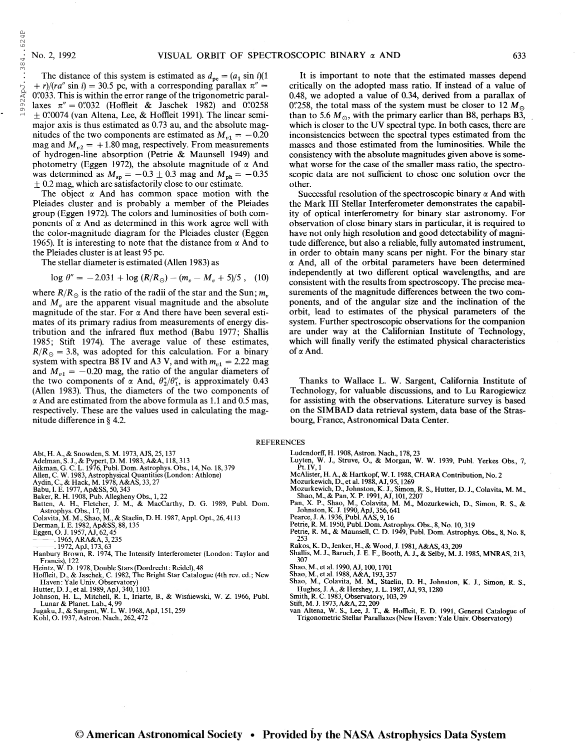The distance of this system is estimated as $d_{pc} = (a_1 \sin i)(1 + r)/(ra'' \sin i) = 30.5$ pc, with a corresponding parallax $\pi'' = 0''.033$. This is within the error range of the trigonometric parallaxes $\pi'' = 0''.032$ (Hoffleit & Jaschek 1982) and $0''.0258 \pm 0''.0074$ (van Altena, Lee, & Hoffleit 1991). The linear semimajor axis is thus estimated as 0.73 au, and the absolute magnitudes of the two components are estimated as $M_{v1} = -0.20$ mag and $M_{v2} = +1.80$ mag, respectively. From measurements of hydrogen-line absorption (Petrie & Maunsell 1949) and photometry (Eggen 1972), the absolute magnitude of α And was determined as $M_{sp} = -0.3 \pm 0.3$ mag and $M_{ph} = -0.35 \pm 0.2$ mag, which are satisfactorily close to our estimate.

The object α And has common space motion with the Pleiades cluster and is probably a member of the Pleiades group (Eggen 1972). The colors and luminosities of both components of α And as determined in this work agree well with the color-magnitude diagram for the Pleiades cluster (Eggen 1965). It is interesting to note that the distance from α And to the Pleiades cluster is at least 95 pc.

The stellar diameter is estimated (Allen 1983) as

$$\log \theta'' = -2.031 + \log (R/R_\odot) - (m_v - M_v + 5)/5 , \quad (10)$$

where $R/R_\odot$ is the ratio of the radii of the star and the Sun; $m_v$ and $M_v$ are the apparent visual magnitude and the absolute magnitude of the star. For α And there have been several estimates of its primary radius from measurements of energy distribution and the infrared flux method (Babu 1977; Shallis 1985; Stift 1974). The average value of these estimates, $R/R_\odot = 3.8$, was adopted for this calculation. For a binary system with spectra B8 IV and A3 V, and with $m_{v1} = 2.22$ mag and $M_{v1} = -0.20$ mag, the ratio of the angular diameters of the two components of α And, $\theta''_2/\theta''_1$, is approximately 0.43 (Allen 1983). Thus, the diameters of the two components of α And are estimated from the above formula as 1.1 and 0.5 mas, respectively. These are the values used in calculating the magnitude difference in § 4.2.

It is important to note that the estimated masses depend critically on the adopted mass ratio. If instead of a value of 0.48, we adopted a value of 0.34, derived from a parallax of $0''.258$, the total mass of the system must be closer to 12 $M_\odot$ than to 5.6 $M_\odot$, with the primary earlier than B8, perhaps B3, which is closer to the UV spectral type. In both cases, there are inconsistencies between the spectral types estimated from the masses and those estimated from the luminosities. While the consistency with the absolute magnitudes given above is somewhat worse for the case of the smaller mass ratio, the spectroscopic data are not sufficient to chose one solution over the other.

Successful resolution of the spectroscopic binary α And with the Mark III Stellar Interferometer demonstrates the capability of optical interferometry for binary star astronomy. For observation of close binary stars in particular, it is required to have not only high resolution and good detectability of magnitude difference, but also a reliable, fully automated instrument, in order to obtain many scans per night. For the binary star α And, all of the orbital parameters have been determined independently at two different optical wavelengths, and are consistent with the results from spectroscopy. The precise measurements of the magnitude differences between the two components, and of the angular size and the inclination of the orbit, lead to estimates of the physical parameters of the system. Further spectroscopic observations for the companion are under way at the Californian Institute of Technology, which will finally verify the estimated physical characteristics of α And.

Thanks to Wallace L. W. Sargent, California Institute of Technology, for valuable discussions, and to Lu Rarogiewicz for assisting with the observations. Literature survey is based on the SIMBAD data retrieval system, data base of the Strasbourg, France, Astronomical Data Center.

## REFERENCES

Abt, H. A., & Snowden, S. M. 1973, AJS, 25, 137
Adelman, S. J., & Pypert, D. M. 1983, A&A, 118, 313
Aikman, G. C. L. 1976, Publ. Dom. Astrophys. Obs., 14, No. 18, 379
Allen, C. W. 1983, Astrophysical Quantities (London: Athlone)
Aydin, C., & Hack, M. 1978, A&AS, 33, 27
Babu, I. E. 1977, Ap&SS, 50, 343
Baker, R. H. 1908, Pub. Allegheny Obs., 1, 22
Batten, A. H., Fletcher, J. M., & MacCarthy, D. G. 1989, Publ. Dom. Astrophys. Obs., 17, 10
Colavita, M. M., Shao, M., & Staelin, D. H. 1987, Appl. Opt., 26, 4113
Derman, I. E. 1982, Ap&SS, 88, 135
Eggen, O. J. 1957, AJ, 62, 45
———. 1965, ARA&A, 3, 235
———. 1972, ApJ, 173, 63
Hanbury Brown, R. 1974, The Intensify Interferometer (London: Taylor and Francis), 122
Heintz, W. D. 1978, Double Stars (Dordrecht: Reidel), 48
Hoffleit, D., & Jaschek, C. 1982, The Bright Star Catalogue (4th rev. ed.; New Haven: Yale Univ. Observatory)
Hutter, D. J., et al. 1989, ApJ, 340, 1103
Johnson, H. L., Mitchell, R. I., Iriarte, B., & Wisńiewski, W. Z. 1966, Publ. Lunar & Planet. Lab., 4, 99
Jugaku, J., & Sargent, W. L. W. 1968, ApJ, 151, 259
Kohl, O. 1937, Astron. Nach., 262, 472
Ludendorff, H. 1908, Astron. Nach., 178, 23
Luyten, W. J., Struve, O., & Morgan, W. W. 1939, Publ. Yerkes Obs., 7, Pt. IV, 1
McAlister, H. A., & Hartkopf, W. I. 1988, CHARA Contribution, No. 2
Mozurkewich, D., et al. 1988, AJ, 95, 1269
Mozurkewich, D., Johnston, K. J., Simon, R. S., Hutter, D. J., Colavita, M. M., Shao, M., & Pan, X. P. 1991, AJ, 101, 2207
Pan, X. P., Shao, M., Colavita, M. M., Mozurkewich, D., Simon, R. S., & Johnston, K. J. 1990, ApJ, 356, 641
Pearce, J. A. 1936, Publ. AAS, 9, 16
Petrie, R. M. 1950, Publ. Dom. Astrophys. Obs., 8, No. 10, 319
Petrie, R. M., & Maunsell, C. D. 1949, Publ. Dom. Astrophys. Obs., 8, No. 8, 253
Rakos, K. D., Jenker, H., & Wood, J. 1981, A&AS, 43, 209
Shallis, M. J., Baruch, J. E. F., Booth, A. J., & Selby, M. J. 1985, MNRAS, 213, 307
Shao, M., et al. 1990, AJ, 100, 1701
Shao, M., et al. 1988, A&A, 193, 357
Shao, M., Colavita, M. M., Staelin, D. H., Johnston, K. J., Simon, R. S., Hughes, J. A., & Hershey, J. L. 1987, AJ, 93, 1280
Smith, R. C. 1983, Observatory, 103, 29
Stift, M. J. 1973, A&A, 22, 209
van Altena, W. S., Lee, J. T., & Hoffleit, E. D. 1991, General Catalogue of Trigonometric Stellar Parallaxes (New Haven: Yale Univ. Observatory)